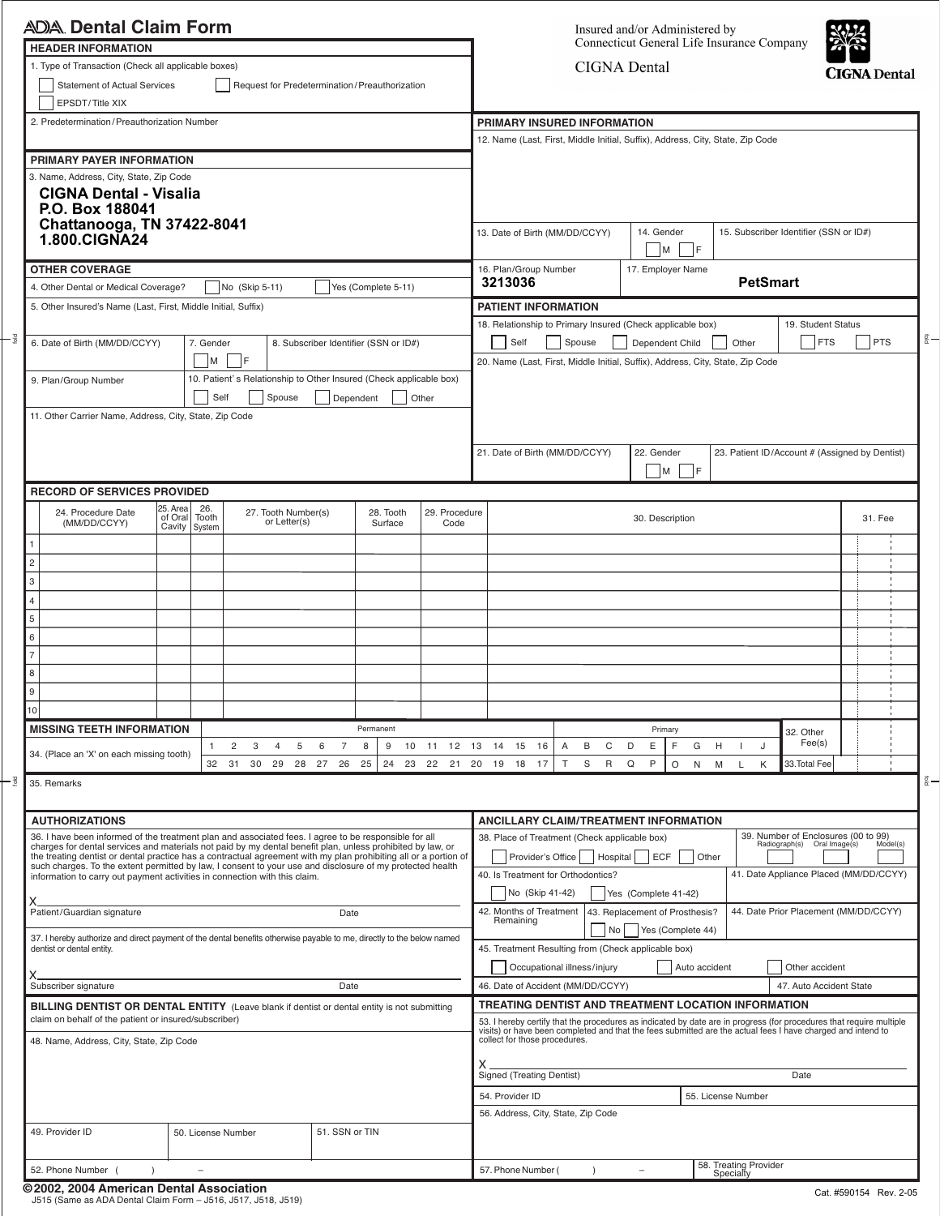# ADA Dental Claim Form

Insured and/or Administered by
Connecticut General Life Insurance Company

CIGNA Dental

**CIGNA Dental**

## HEADER INFORMATION

1. Type of Transaction (Check all applicable boxes)

☐ Statement of Actual Services ☐ Request for Predetermination/Preauthorization

☐ EPSDT/Title XIX

2. Predetermination/Preauthorization Number

## PRIMARY PAYER INFORMATION

3. Name, Address, City, State, Zip Code

**CIGNA Dental - Visalia**
**P.O. Box 188041**
**Chattanooga, TN 37422-8041**
**1.800.CIGNA24**

## OTHER COVERAGE

4. Other Dental or Medical Coverage? ☐ No (Skip 5-11) ☐ Yes (Complete 5-11)

5. Other Insured's Name (Last, First, Middle Initial, Suffix)

6. Date of Birth (MM/DD/CCYY)

7. Gender ☐ M ☐ F

8. Subscriber Identifier (SSN or ID#)

9. Plan/Group Number

10. Patient's Relationship to Other Insured (Check applicable box) ☐ Self ☐ Spouse ☐ Dependent ☐ Other

11. Other Carrier Name, Address, City, State, Zip Code

## PRIMARY INSURED INFORMATION

12. Name (Last, First, Middle Initial, Suffix), Address, City, State, Zip Code

13. Date of Birth (MM/DD/CCYY)

14. Gender ☐ M ☐ F

15. Subscriber Identifier (SSN or ID#)

16. Plan/Group Number **3213036**

17. Employer Name **PetSmart**

## PATIENT INFORMATION

18. Relationship to Primary Insured (Check applicable box) ☐ Self ☐ Spouse ☐ Dependent Child ☐ Other

19. Student Status ☐ FTS ☐ PTS

20. Name (Last, First, Middle Initial, Suffix), Address, City, State, Zip Code

21. Date of Birth (MM/DD/CCYY)

22. Gender ☐ M ☐ F

23. Patient ID/Account # (Assigned by Dentist)

## RECORD OF SERVICES PROVIDED

| | 24. Procedure Date (MM/DD/CCYY) | 25. Area of Oral Cavity | 26. Tooth System | 27. Tooth Number(s) or Letter(s) | 28. Tooth Surface | 29. Procedure Code | 30. Description | 31. Fee |
|---|---|---|---|---|---|---|---|---|
| 1 | | | | | | | | |
| 2 | | | | | | | | |
| 3 | | | | | | | | |
| 4 | | | | | | | | |
| 5 | | | | | | | | |
| 6 | | | | | | | | |
| 7 | | | | | | | | |
| 8 | | | | | | | | |
| 9 | | | | | | | | |
| 10 | | | | | | | | |

## MISSING TEETH INFORMATION

34. (Place an 'X' on each missing tooth)

Permanent

| 1 | 2 | 3 | 4 | 5 | 6 | 7 | 8 | 9 | 10 | 11 | 12 | 13 | 14 | 15 | 16 |
|---|---|---|---|---|---|---|---|---|---|---|---|---|---|---|---|
| 32 | 31 | 30 | 29 | 28 | 27 | 26 | 25 | 24 | 23 | 22 | 21 | 20 | 19 | 18 | 17 |

Primary

| A | B | C | D | E | F | G | H | I | J |
|---|---|---|---|---|---|---|---|---|---|
| T | S | R | Q | P | O | N | M | L | K |

32. Other Fee(s)

33. Total Fee

35. Remarks

## AUTHORIZATIONS

36. I have been informed of the treatment plan and associated fees. I agree to be responsible for all charges for dental services and materials not paid by my dental benefit plan, unless prohibited by law, or the treating dentist or dental practice has a contractual agreement with my plan prohibiting all or a portion of such charges. To the extent permitted by law, I consent to your use and disclosure of my protected health information to carry out payment activities in connection with this claim.

X
Patient/Guardian signature Date

37. I hereby authorize and direct payment of the dental benefits otherwise payable to me, directly to the below named dentist or dental entity.

X
Subscriber signature Date

## ANCILLARY CLAIM/TREATMENT INFORMATION

38. Place of Treatment (Check applicable box) ☐ Provider's Office ☐ Hospital ☐ ECF ☐ Other

39. Number of Enclosures (00 to 99) Radiograph(s) Oral Image(s) Model(s)

40. Is Treatment for Orthodontics? ☐ No (Skip 41-42) ☐ Yes (Complete 41-42)

41. Date Appliance Placed (MM/DD/CCYY)

42. Months of Treatment Remaining

43. Replacement of Prosthesis? ☐ No ☐ Yes (Complete 44)

44. Date Prior Placement (MM/DD/CCYY)

45. Treatment Resulting from (Check applicable box) ☐ Occupational illness/injury ☐ Auto accident ☐ Other accident

46. Date of Accident (MM/DD/CCYY)

47. Auto Accident State

## BILLING DENTIST OR DENTAL ENTITY (Leave blank if dentist or dental entity is not submitting claim on behalf of the patient or insured/subscriber)

48. Name, Address, City, State, Zip Code

49. Provider ID

50. License Number

51. SSN or TIN

52. Phone Number ( ) –

## TREATING DENTIST AND TREATMENT LOCATION INFORMATION

53. I hereby certify that the procedures as indicated by date are in progress (for procedures that require multiple visits) or have been completed and that the fees submitted are the actual fees I have charged and intend to collect for those procedures.

X
Signed (Treating Dentist) Date

54. Provider ID

55. License Number

56. Address, City, State, Zip Code

57. Phone Number ( ) –

58. Treating Provider Specialty

**©2002, 2004 American Dental Association**
J515 (Same as ADA Dental Claim Form – J516, J517, J518, J519)

Cat. #590154 Rev. 2-05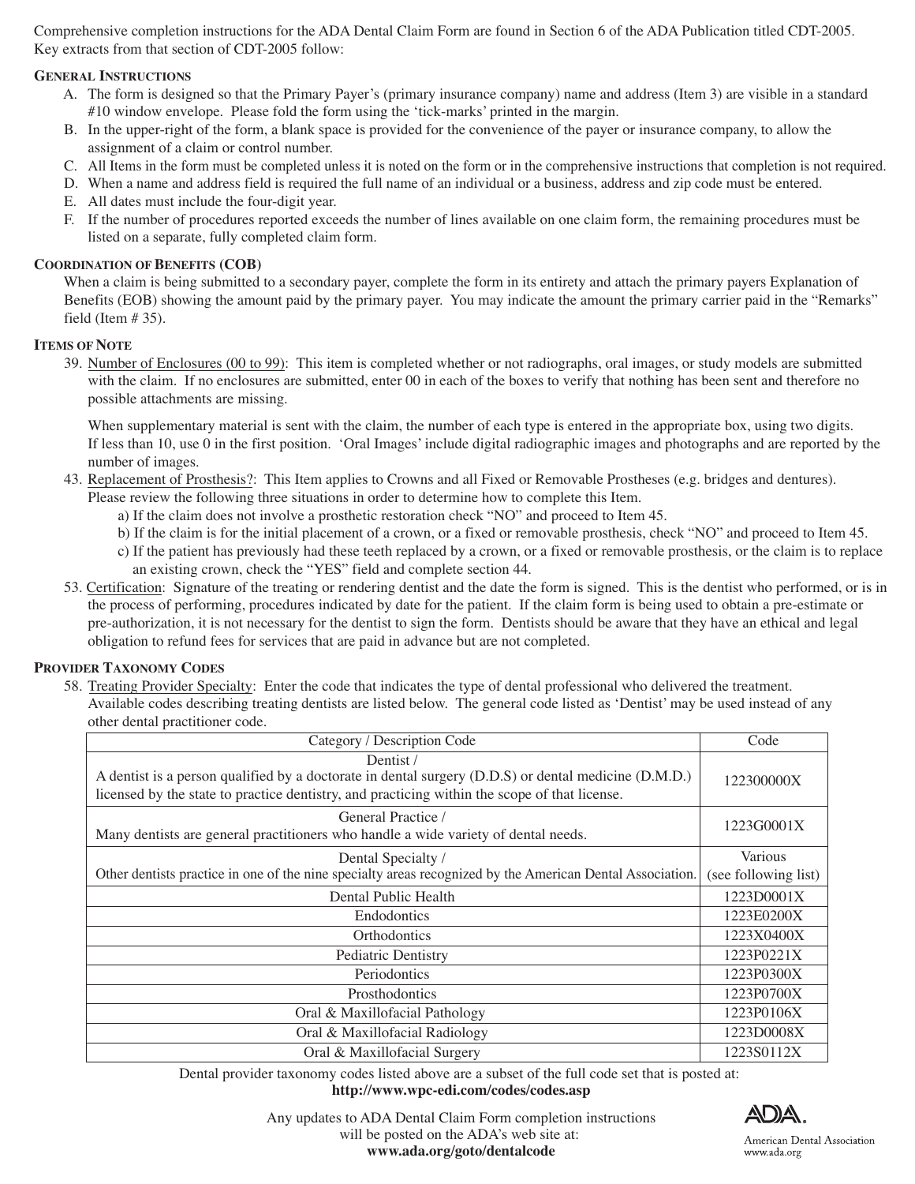Comprehensive completion instructions for the ADA Dental Claim Form are found in Section 6 of the ADA Publication titled CDT-2005. Key extracts from that section of CDT-2005 follow:

## GENERAL INSTRUCTIONS

A. The form is designed so that the Primary Payer's (primary insurance company) name and address (Item 3) are visible in a standard #10 window envelope. Please fold the form using the 'tick-marks' printed in the margin.

B. In the upper-right of the form, a blank space is provided for the convenience of the payer or insurance company, to allow the assignment of a claim or control number.

C. All Items in the form must be completed unless it is noted on the form or in the comprehensive instructions that completion is not required.

D. When a name and address field is required the full name of an individual or a business, address and zip code must be entered.

E. All dates must include the four-digit year.

F. If the number of procedures reported exceeds the number of lines available on one claim form, the remaining procedures must be listed on a separate, fully completed claim form.

## COORDINATION OF BENEFITS (COB)

When a claim is being submitted to a secondary payer, complete the form in its entirety and attach the primary payers Explanation of Benefits (EOB) showing the amount paid by the primary payer. You may indicate the amount the primary carrier paid in the "Remarks" field (Item # 35).

## ITEMS OF NOTE

39. Number of Enclosures (00 to 99): This item is completed whether or not radiographs, oral images, or study models are submitted with the claim. If no enclosures are submitted, enter 00 in each of the boxes to verify that nothing has been sent and therefore no possible attachments are missing.

    When supplementary material is sent with the claim, the number of each type is entered in the appropriate box, using two digits. If less than 10, use 0 in the first position. 'Oral Images' include digital radiographic images and photographs and are reported by the number of images.

43. Replacement of Prosthesis?: This Item applies to Crowns and all Fixed or Removable Prostheses (e.g. bridges and dentures). Please review the following three situations in order to determine how to complete this Item.
    a) If the claim does not involve a prosthetic restoration check "NO" and proceed to Item 45.
    b) If the claim is for the initial placement of a crown, or a fixed or removable prosthesis, check "NO" and proceed to Item 45.
    c) If the patient has previously had these teeth replaced by a crown, or a fixed or removable prosthesis, or the claim is to replace an existing crown, check the "YES" field and complete section 44.

53. Certification: Signature of the treating or rendering dentist and the date the form is signed. This is the dentist who performed, or is in the process of performing, procedures indicated by date for the patient. If the claim form is being used to obtain a pre-estimate or pre-authorization, it is not necessary for the dentist to sign the form. Dentists should be aware that they have an ethical and legal obligation to refund fees for services that are paid in advance but are not completed.

## PROVIDER TAXONOMY CODES

58. Treating Provider Specialty: Enter the code that indicates the type of dental professional who delivered the treatment. Available codes describing treating dentists are listed below. The general code listed as 'Dentist' may be used instead of any other dental practitioner code.

| Category / Description Code | Code |
|---|---|
| Dentist / A dentist is a person qualified by a doctorate in dental surgery (D.D.S) or dental medicine (D.M.D.) licensed by the state to practice dentistry, and practicing within the scope of that license. | 122300000X |
| General Practice / Many dentists are general practitioners who handle a wide variety of dental needs. | 1223G0001X |
| Dental Specialty / Other dentists practice in one of the nine specialty areas recognized by the American Dental Association. | Various (see following list) |
| Dental Public Health | 1223D0001X |
| Endodontics | 1223E0200X |
| Orthodontics | 1223X0400X |
| Pediatric Dentistry | 1223P0221X |
| Periodontics | 1223P0300X |
| Prosthodontics | 1223P0700X |
| Oral & Maxillofacial Pathology | 1223P0106X |
| Oral & Maxillofacial Radiology | 1223D0008X |
| Oral & Maxillofacial Surgery | 1223S0112X |

Dental provider taxonomy codes listed above are a subset of the full code set that is posted at:
**http://www.wpc-edi.com/codes/codes.asp**

Any updates to ADA Dental Claim Form completion instructions will be posted on the ADA's web site at:
**www.ada.org/goto/dentalcode**

ADA. American Dental Association www.ada.org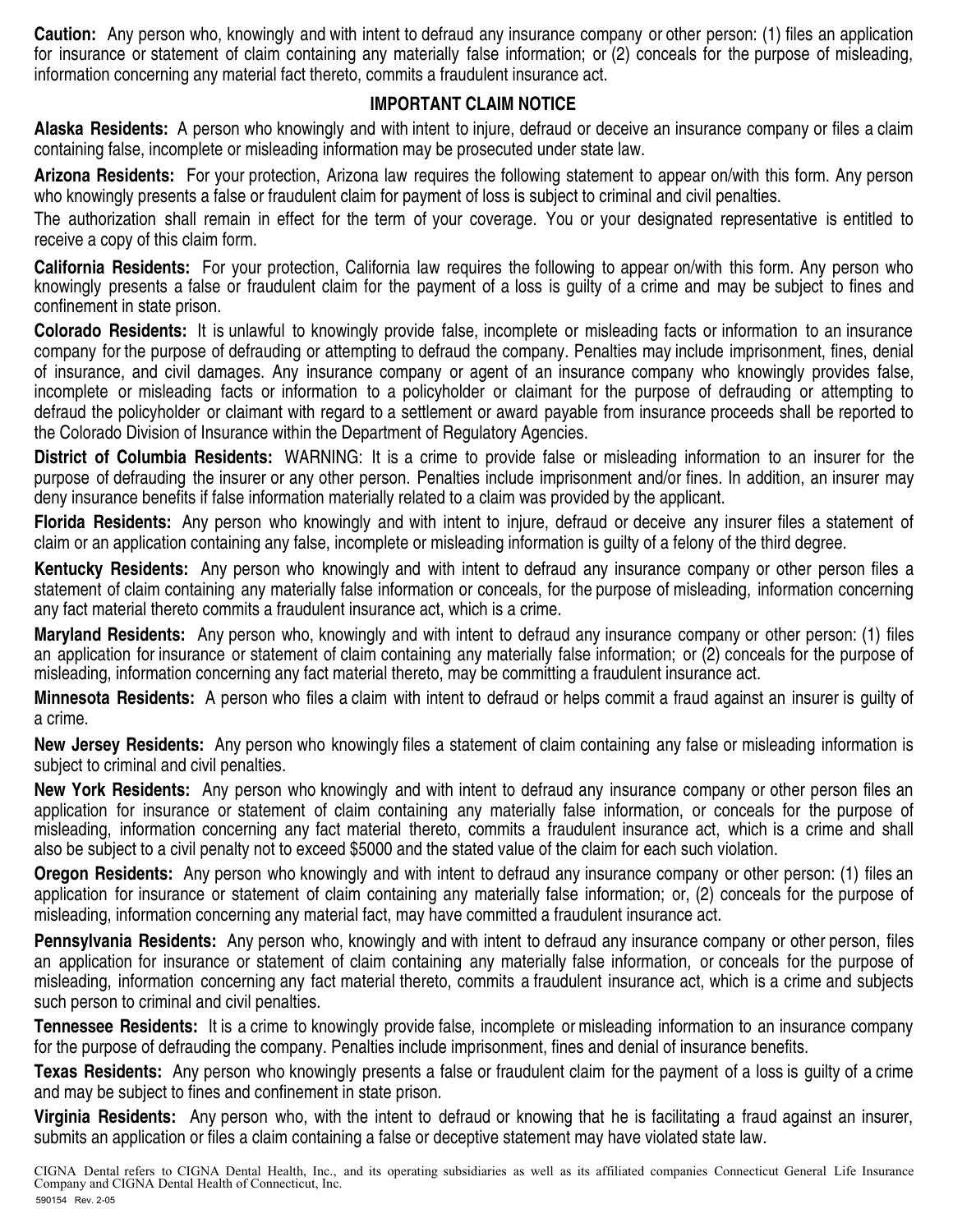**Caution:** Any person who, knowingly and with intent to defraud any insurance company or other person: (1) files an application for insurance or statement of claim containing any materially false information; or (2) conceals for the purpose of misleading, information concerning any material fact thereto, commits a fraudulent insurance act.

## IMPORTANT CLAIM NOTICE

**Alaska Residents:** A person who knowingly and with intent to injure, defraud or deceive an insurance company or files a claim containing false, incomplete or misleading information may be prosecuted under state law.

**Arizona Residents:** For your protection, Arizona law requires the following statement to appear on/with this form. Any person who knowingly presents a false or fraudulent claim for payment of loss is subject to criminal and civil penalties.

The authorization shall remain in effect for the term of your coverage. You or your designated representative is entitled to receive a copy of this claim form.

**California Residents:** For your protection, California law requires the following to appear on/with this form. Any person who knowingly presents a false or fraudulent claim for the payment of a loss is guilty of a crime and may be subject to fines and confinement in state prison.

**Colorado Residents:** It is unlawful to knowingly provide false, incomplete or misleading facts or information to an insurance company for the purpose of defrauding or attempting to defraud the company. Penalties may include imprisonment, fines, denial of insurance, and civil damages. Any insurance company or agent of an insurance company who knowingly provides false, incomplete or misleading facts or information to a policyholder or claimant for the purpose of defrauding or attempting to defraud the policyholder or claimant with regard to a settlement or award payable from insurance proceeds shall be reported to the Colorado Division of Insurance within the Department of Regulatory Agencies.

**District of Columbia Residents:** WARNING: It is a crime to provide false or misleading information to an insurer for the purpose of defrauding the insurer or any other person. Penalties include imprisonment and/or fines. In addition, an insurer may deny insurance benefits if false information materially related to a claim was provided by the applicant.

**Florida Residents:** Any person who knowingly and with intent to injure, defraud or deceive any insurer files a statement of claim or an application containing any false, incomplete or misleading information is guilty of a felony of the third degree.

**Kentucky Residents:** Any person who knowingly and with intent to defraud any insurance company or other person files a statement of claim containing any materially false information or conceals, for the purpose of misleading, information concerning any fact material thereto commits a fraudulent insurance act, which is a crime.

**Maryland Residents:** Any person who, knowingly and with intent to defraud any insurance company or other person: (1) files an application for insurance or statement of claim containing any materially false information; or (2) conceals for the purpose of misleading, information concerning any fact material thereto, may be committing a fraudulent insurance act.

**Minnesota Residents:** A person who files a claim with intent to defraud or helps commit a fraud against an insurer is guilty of a crime.

**New Jersey Residents:** Any person who knowingly files a statement of claim containing any false or misleading information is subject to criminal and civil penalties.

**New York Residents:** Any person who knowingly and with intent to defraud any insurance company or other person files an application for insurance or statement of claim containing any materially false information, or conceals for the purpose of misleading, information concerning any fact material thereto, commits a fraudulent insurance act, which is a crime and shall also be subject to a civil penalty not to exceed $5000 and the stated value of the claim for each such violation.

**Oregon Residents:** Any person who knowingly and with intent to defraud any insurance company or other person: (1) files an application for insurance or statement of claim containing any materially false information; or, (2) conceals for the purpose of misleading, information concerning any material fact, may have committed a fraudulent insurance act.

**Pennsylvania Residents:** Any person who, knowingly and with intent to defraud any insurance company or other person, files an application for insurance or statement of claim containing any materially false information, or conceals for the purpose of misleading, information concerning any fact material thereto, commits a fraudulent insurance act, which is a crime and subjects such person to criminal and civil penalties.

**Tennessee Residents:** It is a crime to knowingly provide false, incomplete or misleading information to an insurance company for the purpose of defrauding the company. Penalties include imprisonment, fines and denial of insurance benefits.

**Texas Residents:** Any person who knowingly presents a false or fraudulent claim for the payment of a loss is guilty of a crime and may be subject to fines and confinement in state prison.

**Virginia Residents:** Any person who, with the intent to defraud or knowing that he is facilitating a fraud against an insurer, submits an application or files a claim containing a false or deceptive statement may have violated state law.

CIGNA Dental refers to CIGNA Dental Health, Inc., and its operating subsidiaries as well as its affiliated companies Connecticut General Life Insurance Company and CIGNA Dental Health of Connecticut, Inc.

590154 Rev. 2-05